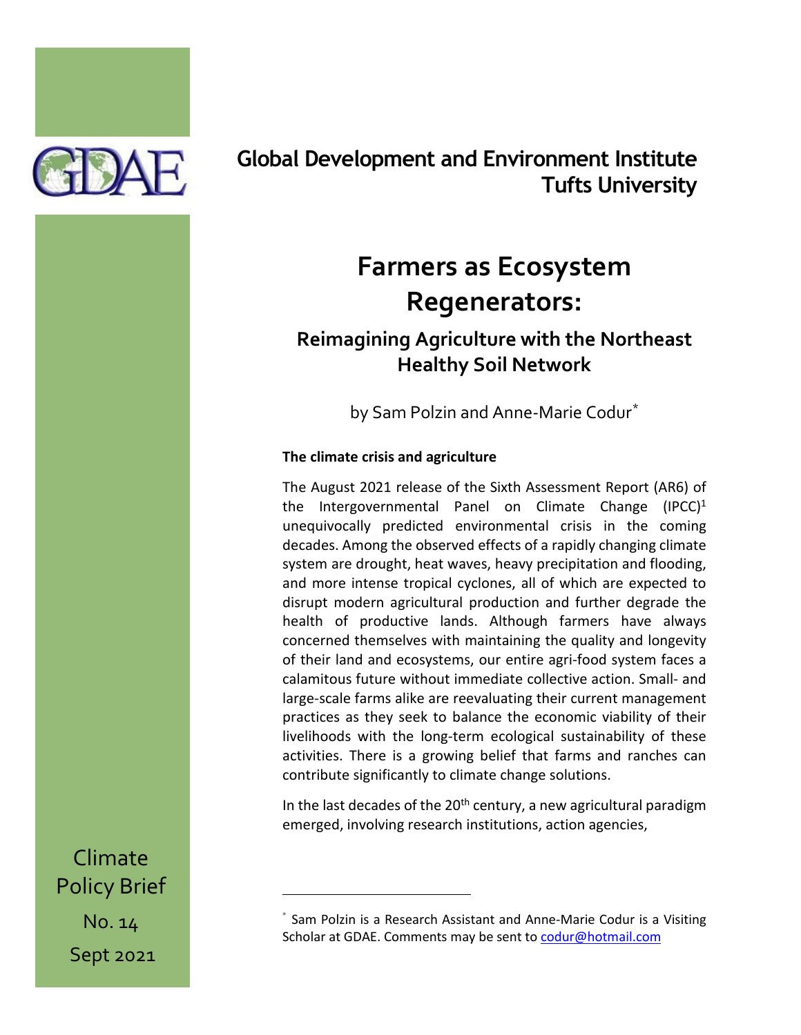**Global Development and Environment Institute**
**Tufts University**

# Farmers as Ecosystem Regenerators:

## Reimagining Agriculture with the Northeast Healthy Soil Network

by Sam Polzin and Anne-Marie Codur*

Climate Policy Brief
No. 14
Sept 2021

### The climate crisis and agriculture

The August 2021 release of the Sixth Assessment Report (AR6) of the Intergovernmental Panel on Climate Change (IPCC)[1] unequivocally predicted environmental crisis in the coming decades. Among the observed effects of a rapidly changing climate system are drought, heat waves, heavy precipitation and flooding, and more intense tropical cyclones, all of which are expected to disrupt modern agricultural production and further degrade the health of productive lands. Although farmers have always concerned themselves with maintaining the quality and longevity of their land and ecosystems, our entire agri-food system faces a calamitous future without immediate collective action. Small- and large-scale farms alike are reevaluating their current management practices as they seek to balance the economic viability of their livelihoods with the long-term ecological sustainability of these activities. There is a growing belief that farms and ranches can contribute significantly to climate change solutions.

In the last decades of the 20th century, a new agricultural paradigm emerged, involving research institutions, action agencies,

---

* Sam Polzin is a Research Assistant and Anne-Marie Codur is a Visiting Scholar at GDAE. Comments may be sent to codur@hotmail.com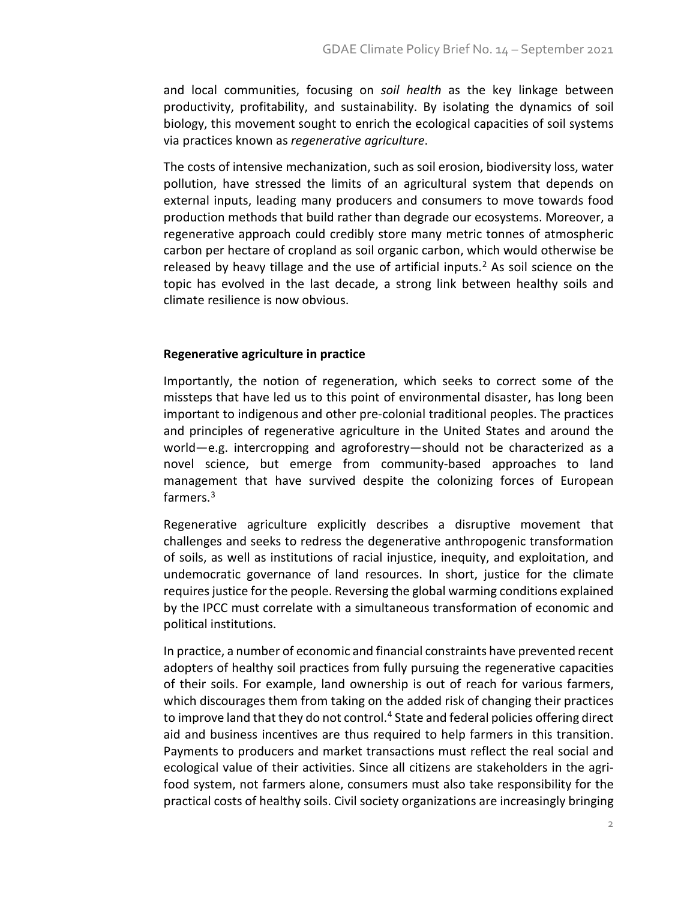and local communities, focusing on *soil health* as the key linkage between productivity, profitability, and sustainability. By isolating the dynamics of soil biology, this movement sought to enrich the ecological capacities of soil systems via practices known as *regenerative agriculture*.

The costs of intensive mechanization, such as soil erosion, biodiversity loss, water pollution, have stressed the limits of an agricultural system that depends on external inputs, leading many producers and consumers to move towards food production methods that build rather than degrade our ecosystems. Moreover, a regenerative approach could credibly store many metric tonnes of atmospheric carbon per hectare of cropland as soil organic carbon, which would otherwise be released by heavy tillage and the use of artificial inputs.[2] As soil science on the topic has evolved in the last decade, a strong link between healthy soils and climate resilience is now obvious.

## Regenerative agriculture in practice

Importantly, the notion of regeneration, which seeks to correct some of the missteps that have led us to this point of environmental disaster, has long been important to indigenous and other pre-colonial traditional peoples. The practices and principles of regenerative agriculture in the United States and around the world—e.g. intercropping and agroforestry—should not be characterized as a novel science, but emerge from community-based approaches to land management that have survived despite the colonizing forces of European farmers.[3]

Regenerative agriculture explicitly describes a disruptive movement that challenges and seeks to redress the degenerative anthropogenic transformation of soils, as well as institutions of racial injustice, inequity, and exploitation, and undemocratic governance of land resources. In short, justice for the climate requires justice for the people. Reversing the global warming conditions explained by the IPCC must correlate with a simultaneous transformation of economic and political institutions.

In practice, a number of economic and financial constraints have prevented recent adopters of healthy soil practices from fully pursuing the regenerative capacities of their soils. For example, land ownership is out of reach for various farmers, which discourages them from taking on the added risk of changing their practices to improve land that they do not control.[4] State and federal policies offering direct aid and business incentives are thus required to help farmers in this transition. Payments to producers and market transactions must reflect the real social and ecological value of their activities. Since all citizens are stakeholders in the agri-food system, not farmers alone, consumers must also take responsibility for the practical costs of healthy soils. Civil society organizations are increasingly bringing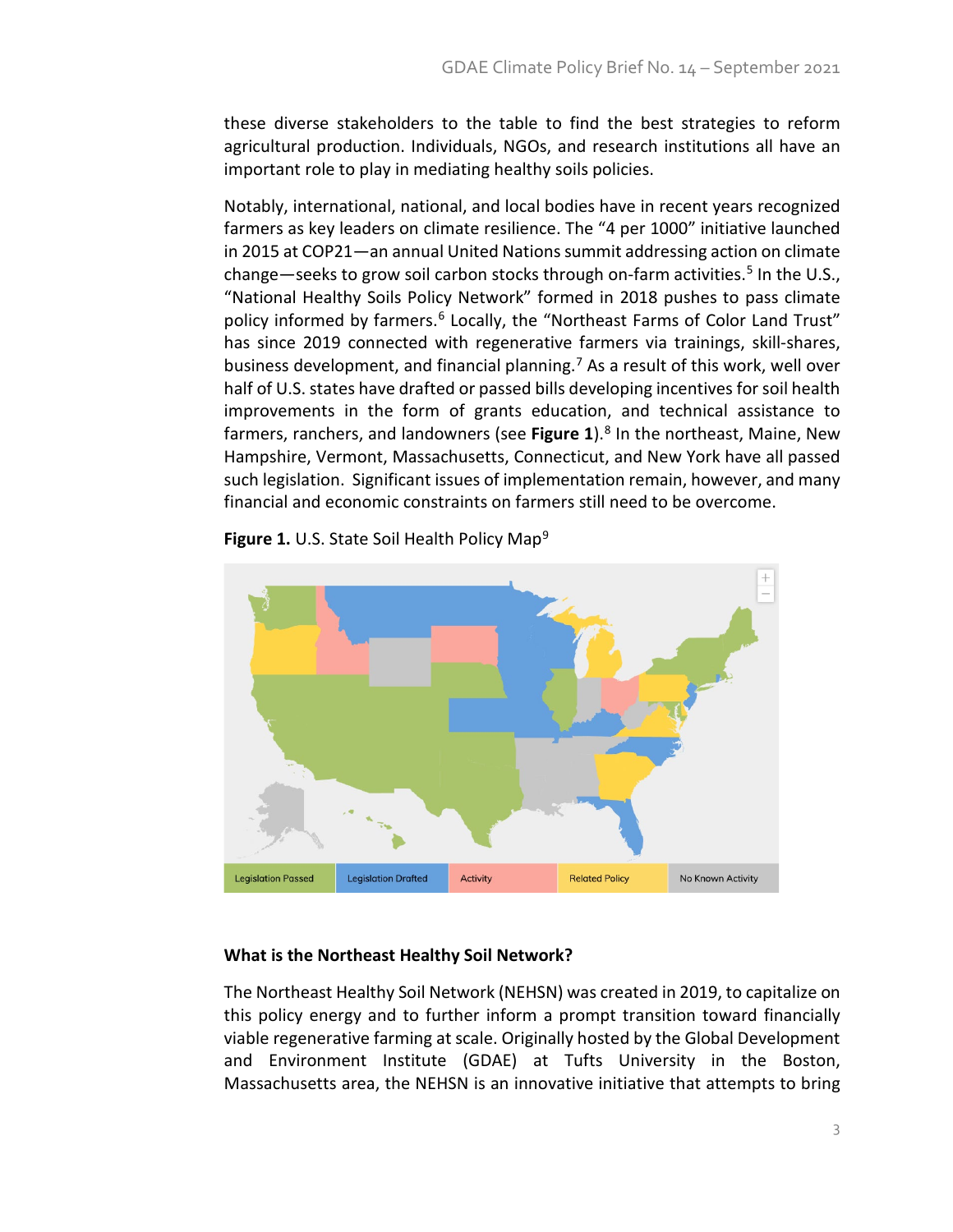these diverse stakeholders to the table to find the best strategies to reform agricultural production. Individuals, NGOs, and research institutions all have an important role to play in mediating healthy soils policies.

Notably, international, national, and local bodies have in recent years recognized farmers as key leaders on climate resilience. The "4 per 1000" initiative launched in 2015 at COP21—an annual United Nations summit addressing action on climate change—seeks to grow soil carbon stocks through on-farm activities.[5] In the U.S., "National Healthy Soils Policy Network" formed in 2018 pushes to pass climate policy informed by farmers.[6] Locally, the "Northeast Farms of Color Land Trust" has since 2019 connected with regenerative farmers via trainings, skill-shares, business development, and financial planning.[7] As a result of this work, well over half of U.S. states have drafted or passed bills developing incentives for soil health improvements in the form of grants education, and technical assistance to farmers, ranchers, and landowners (see **Figure 1**).[8] In the northeast, Maine, New Hampshire, Vermont, Massachusetts, Connecticut, and New York have all passed such legislation. Significant issues of implementation remain, however, and many financial and economic constraints on farmers still need to be overcome.

**Figure 1.** U.S. State Soil Health Policy Map[9]

Legislation Passed | Legislation Drafted | Activity | Related Policy | No Known Activity

### What is the Northeast Healthy Soil Network?

The Northeast Healthy Soil Network (NEHSN) was created in 2019, to capitalize on this policy energy and to further inform a prompt transition toward financially viable regenerative farming at scale. Originally hosted by the Global Development and Environment Institute (GDAE) at Tufts University in the Boston, Massachusetts area, the NEHSN is an innovative initiative that attempts to bring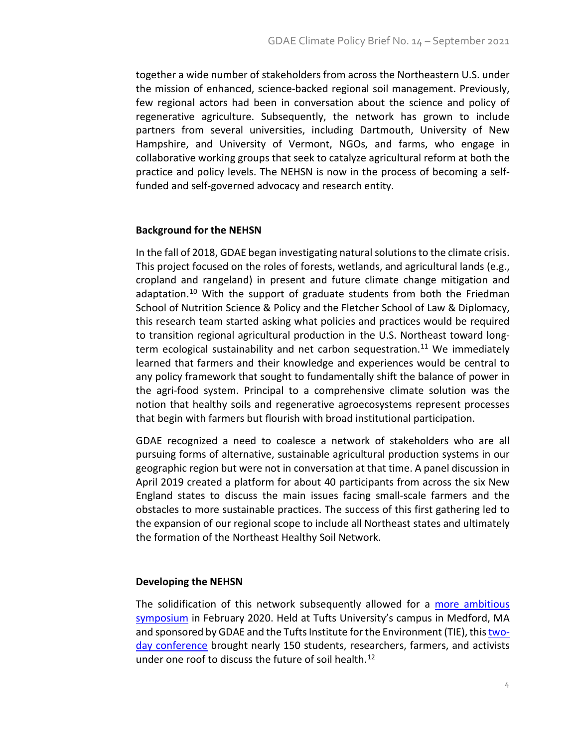together a wide number of stakeholders from across the Northeastern U.S. under the mission of enhanced, science-backed regional soil management. Previously, few regional actors had been in conversation about the science and policy of regenerative agriculture. Subsequently, the network has grown to include partners from several universities, including Dartmouth, University of New Hampshire, and University of Vermont, NGOs, and farms, who engage in collaborative working groups that seek to catalyze agricultural reform at both the practice and policy levels. The NEHSN is now in the process of becoming a self-funded and self-governed advocacy and research entity.

**Background for the NEHSN**

In the fall of 2018, GDAE began investigating natural solutions to the climate crisis. This project focused on the roles of forests, wetlands, and agricultural lands (e.g., cropland and rangeland) in present and future climate change mitigation and adaptation.[10] With the support of graduate students from both the Friedman School of Nutrition Science & Policy and the Fletcher School of Law & Diplomacy, this research team started asking what policies and practices would be required to transition regional agricultural production in the U.S. Northeast toward long-term ecological sustainability and net carbon sequestration.[11] We immediately learned that farmers and their knowledge and experiences would be central to any policy framework that sought to fundamentally shift the balance of power in the agri-food system. Principal to a comprehensive climate solution was the notion that healthy soils and regenerative agroecosystems represent processes that begin with farmers but flourish with broad institutional participation.

GDAE recognized a need to coalesce a network of stakeholders who are all pursuing forms of alternative, sustainable agricultural production systems in our geographic region but were not in conversation at that time. A panel discussion in April 2019 created a platform for about 40 participants from across the six New England states to discuss the main issues facing small-scale farmers and the obstacles to more sustainable practices. The success of this first gathering led to the expansion of our regional scope to include all Northeast states and ultimately the formation of the Northeast Healthy Soil Network.

**Developing the NEHSN**

The solidification of this network subsequently allowed for a more ambitious symposium in February 2020. Held at Tufts University's campus in Medford, MA and sponsored by GDAE and the Tufts Institute for the Environment (TIE), this two-day conference brought nearly 150 students, researchers, farmers, and activists under one roof to discuss the future of soil health.[12]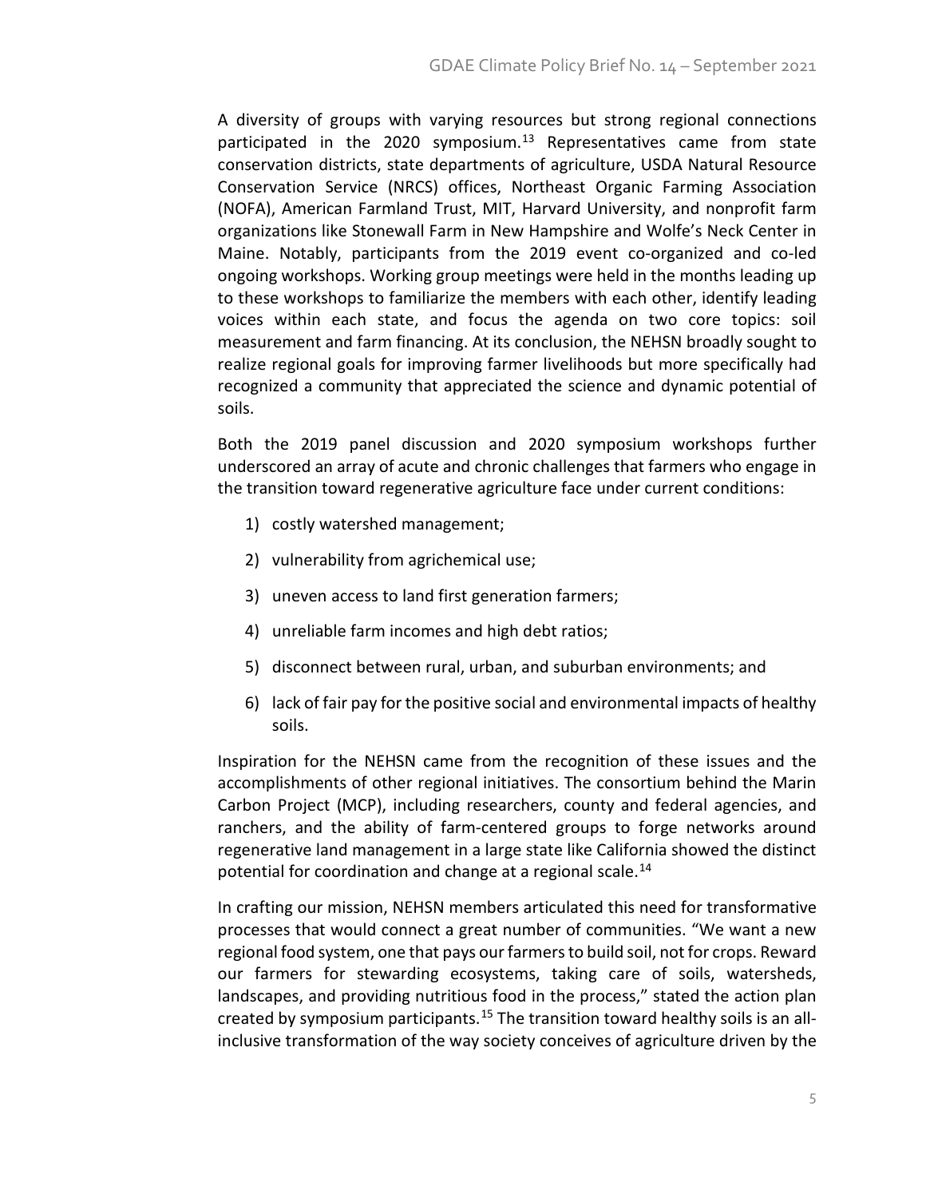A diversity of groups with varying resources but strong regional connections participated in the 2020 symposium.[13] Representatives came from state conservation districts, state departments of agriculture, USDA Natural Resource Conservation Service (NRCS) offices, Northeast Organic Farming Association (NOFA), American Farmland Trust, MIT, Harvard University, and nonprofit farm organizations like Stonewall Farm in New Hampshire and Wolfe's Neck Center in Maine. Notably, participants from the 2019 event co-organized and co-led ongoing workshops. Working group meetings were held in the months leading up to these workshops to familiarize the members with each other, identify leading voices within each state, and focus the agenda on two core topics: soil measurement and farm financing. At its conclusion, the NEHSN broadly sought to realize regional goals for improving farmer livelihoods but more specifically had recognized a community that appreciated the science and dynamic potential of soils.

Both the 2019 panel discussion and 2020 symposium workshops further underscored an array of acute and chronic challenges that farmers who engage in the transition toward regenerative agriculture face under current conditions:

1) costly watershed management;
2) vulnerability from agrichemical use;
3) uneven access to land first generation farmers;
4) unreliable farm incomes and high debt ratios;
5) disconnect between rural, urban, and suburban environments; and
6) lack of fair pay for the positive social and environmental impacts of healthy soils.

Inspiration for the NEHSN came from the recognition of these issues and the accomplishments of other regional initiatives. The consortium behind the Marin Carbon Project (MCP), including researchers, county and federal agencies, and ranchers, and the ability of farm-centered groups to forge networks around regenerative land management in a large state like California showed the distinct potential for coordination and change at a regional scale.[14]

In crafting our mission, NEHSN members articulated this need for transformative processes that would connect a great number of communities. "We want a new regional food system, one that pays our farmers to build soil, not for crops. Reward our farmers for stewarding ecosystems, taking care of soils, watersheds, landscapes, and providing nutritious food in the process," stated the action plan created by symposium participants.[15] The transition toward healthy soils is an all-inclusive transformation of the way society conceives of agriculture driven by the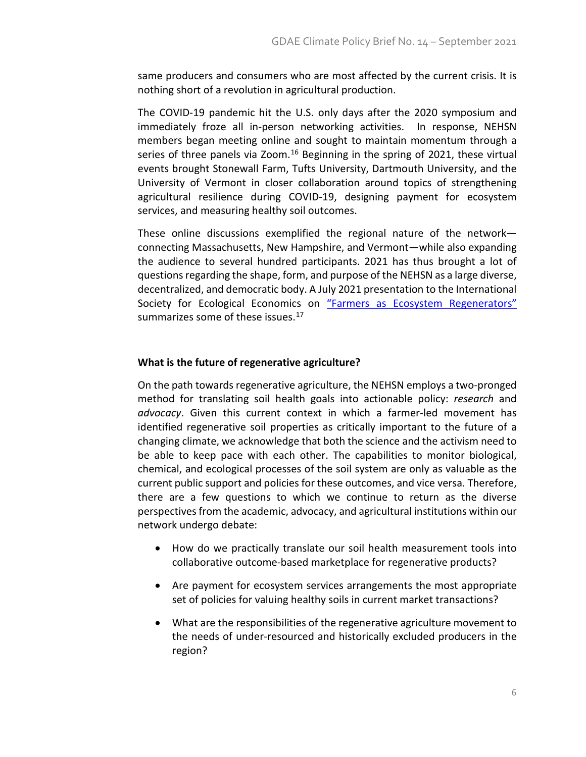same producers and consumers who are most affected by the current crisis. It is nothing short of a revolution in agricultural production.

The COVID-19 pandemic hit the U.S. only days after the 2020 symposium and immediately froze all in-person networking activities. In response, NEHSN members began meeting online and sought to maintain momentum through a series of three panels via Zoom.[16] Beginning in the spring of 2021, these virtual events brought Stonewall Farm, Tufts University, Dartmouth University, and the University of Vermont in closer collaboration around topics of strengthening agricultural resilience during COVID-19, designing payment for ecosystem services, and measuring healthy soil outcomes.

These online discussions exemplified the regional nature of the network—connecting Massachusetts, New Hampshire, and Vermont—while also expanding the audience to several hundred participants. 2021 has thus brought a lot of questions regarding the shape, form, and purpose of the NEHSN as a large diverse, decentralized, and democratic body. A July 2021 presentation to the International Society for Ecological Economics on "Farmers as Ecosystem Regenerators" summarizes some of these issues.[17]

### What is the future of regenerative agriculture?

On the path towards regenerative agriculture, the NEHSN employs a two-pronged method for translating soil health goals into actionable policy: *research* and *advocacy*. Given this current context in which a farmer-led movement has identified regenerative soil properties as critically important to the future of a changing climate, we acknowledge that both the science and the activism need to be able to keep pace with each other. The capabilities to monitor biological, chemical, and ecological processes of the soil system are only as valuable as the current public support and policies for these outcomes, and vice versa. Therefore, there are a few questions to which we continue to return as the diverse perspectives from the academic, advocacy, and agricultural institutions within our network undergo debate:

- How do we practically translate our soil health measurement tools into collaborative outcome-based marketplace for regenerative products?
- Are payment for ecosystem services arrangements the most appropriate set of policies for valuing healthy soils in current market transactions?
- What are the responsibilities of the regenerative agriculture movement to the needs of under-resourced and historically excluded producers in the region?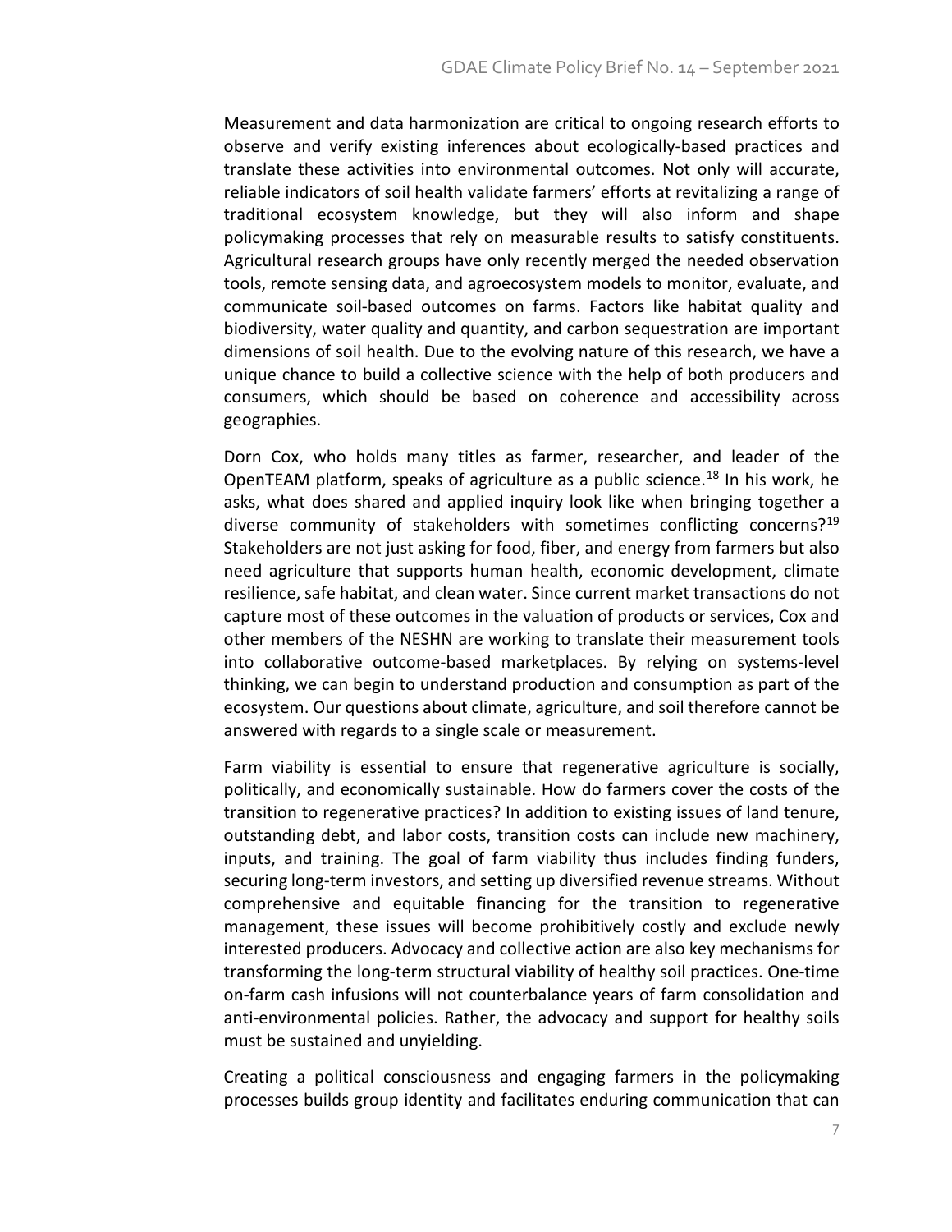Measurement and data harmonization are critical to ongoing research efforts to observe and verify existing inferences about ecologically-based practices and translate these activities into environmental outcomes. Not only will accurate, reliable indicators of soil health validate farmers' efforts at revitalizing a range of traditional ecosystem knowledge, but they will also inform and shape policymaking processes that rely on measurable results to satisfy constituents. Agricultural research groups have only recently merged the needed observation tools, remote sensing data, and agroecosystem models to monitor, evaluate, and communicate soil-based outcomes on farms. Factors like habitat quality and biodiversity, water quality and quantity, and carbon sequestration are important dimensions of soil health. Due to the evolving nature of this research, we have a unique chance to build a collective science with the help of both producers and consumers, which should be based on coherence and accessibility across geographies.

Dorn Cox, who holds many titles as farmer, researcher, and leader of the OpenTEAM platform, speaks of agriculture as a public science.[18] In his work, he asks, what does shared and applied inquiry look like when bringing together a diverse community of stakeholders with sometimes conflicting concerns?[19] Stakeholders are not just asking for food, fiber, and energy from farmers but also need agriculture that supports human health, economic development, climate resilience, safe habitat, and clean water. Since current market transactions do not capture most of these outcomes in the valuation of products or services, Cox and other members of the NESHN are working to translate their measurement tools into collaborative outcome-based marketplaces. By relying on systems-level thinking, we can begin to understand production and consumption as part of the ecosystem. Our questions about climate, agriculture, and soil therefore cannot be answered with regards to a single scale or measurement.

Farm viability is essential to ensure that regenerative agriculture is socially, politically, and economically sustainable. How do farmers cover the costs of the transition to regenerative practices? In addition to existing issues of land tenure, outstanding debt, and labor costs, transition costs can include new machinery, inputs, and training. The goal of farm viability thus includes finding funders, securing long-term investors, and setting up diversified revenue streams. Without comprehensive and equitable financing for the transition to regenerative management, these issues will become prohibitively costly and exclude newly interested producers. Advocacy and collective action are also key mechanisms for transforming the long-term structural viability of healthy soil practices. One-time on-farm cash infusions will not counterbalance years of farm consolidation and anti-environmental policies. Rather, the advocacy and support for healthy soils must be sustained and unyielding.

Creating a political consciousness and engaging farmers in the policymaking processes builds group identity and facilitates enduring communication that can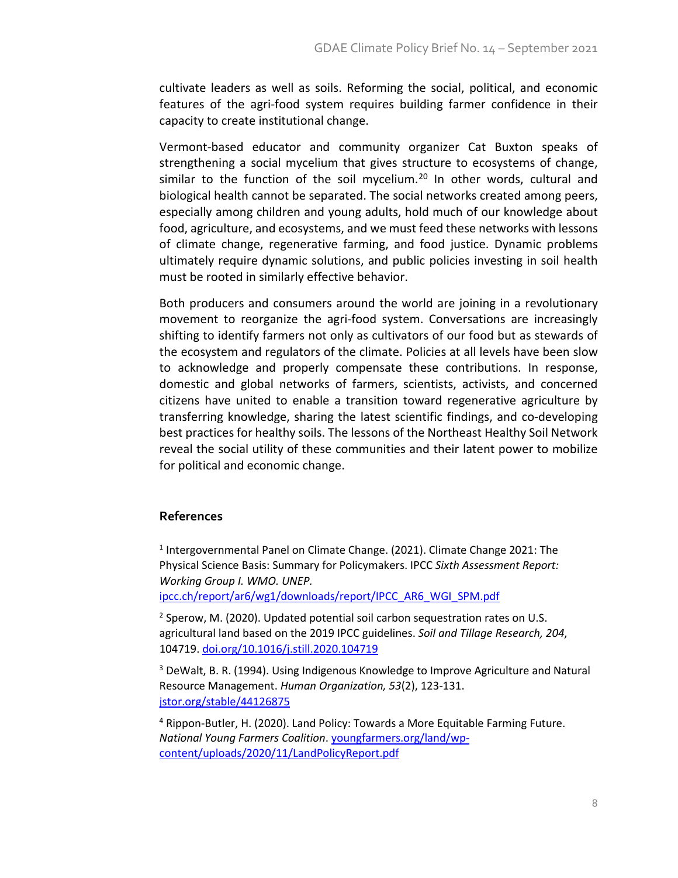cultivate leaders as well as soils. Reforming the social, political, and economic features of the agri-food system requires building farmer confidence in their capacity to create institutional change.

Vermont-based educator and community organizer Cat Buxton speaks of strengthening a social mycelium that gives structure to ecosystems of change, similar to the function of the soil mycelium.[20] In other words, cultural and biological health cannot be separated. The social networks created among peers, especially among children and young adults, hold much of our knowledge about food, agriculture, and ecosystems, and we must feed these networks with lessons of climate change, regenerative farming, and food justice. Dynamic problems ultimately require dynamic solutions, and public policies investing in soil health must be rooted in similarly effective behavior.

Both producers and consumers around the world are joining in a revolutionary movement to reorganize the agri-food system. Conversations are increasingly shifting to identify farmers not only as cultivators of our food but as stewards of the ecosystem and regulators of the climate. Policies at all levels have been slow to acknowledge and properly compensate these contributions. In response, domestic and global networks of farmers, scientists, activists, and concerned citizens have united to enable a transition toward regenerative agriculture by transferring knowledge, sharing the latest scientific findings, and co-developing best practices for healthy soils. The lessons of the Northeast Healthy Soil Network reveal the social utility of these communities and their latent power to mobilize for political and economic change.

## References

[1] Intergovernmental Panel on Climate Change. (2021). Climate Change 2021: The Physical Science Basis: Summary for Policymakers. IPCC *Sixth Assessment Report: Working Group I. WMO. UNEP.* ipcc.ch/report/ar6/wg1/downloads/report/IPCC_AR6_WGI_SPM.pdf

[2] Sperow, M. (2020). Updated potential soil carbon sequestration rates on U.S. agricultural land based on the 2019 IPCC guidelines. *Soil and Tillage Research, 204*, 104719. doi.org/10.1016/j.still.2020.104719

[3] DeWalt, B. R. (1994). Using Indigenous Knowledge to Improve Agriculture and Natural Resource Management. *Human Organization, 53*(2), 123-131. jstor.org/stable/44126875

[4] Rippon-Butler, H. (2020). Land Policy: Towards a More Equitable Farming Future. *National Young Farmers Coalition*. youngfarmers.org/land/wp-content/uploads/2020/11/LandPolicyReport.pdf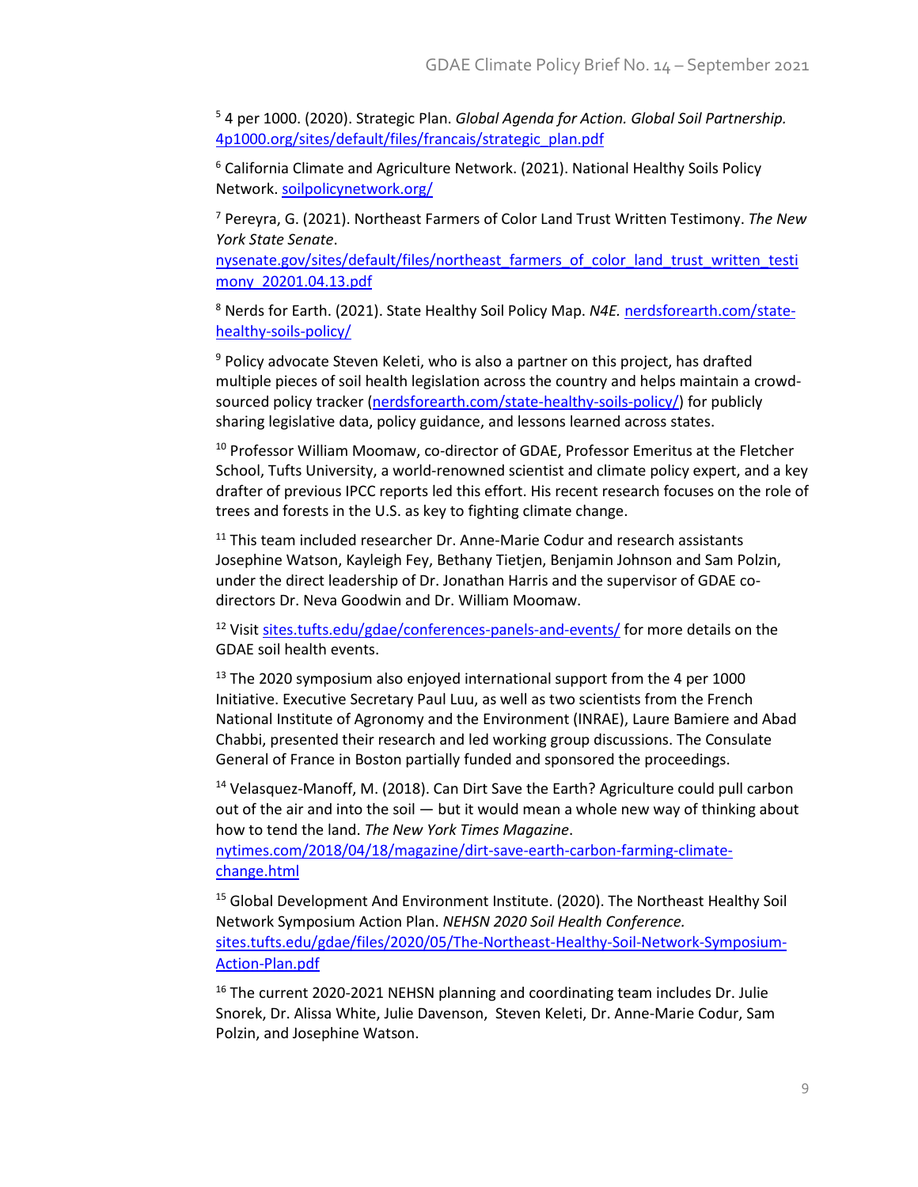[5] 4 per 1000. (2020). Strategic Plan. *Global Agenda for Action. Global Soil Partnership.* 4p1000.org/sites/default/files/francais/strategic_plan.pdf

[6] California Climate and Agriculture Network. (2021). National Healthy Soils Policy Network. soilpolicynetwork.org/

[7] Pereyra, G. (2021). Northeast Farmers of Color Land Trust Written Testimony. *The New York State Senate*. nysenate.gov/sites/default/files/northeast_farmers_of_color_land_trust_written_testimony_20201.04.13.pdf

[8] Nerds for Earth. (2021). State Healthy Soil Policy Map. *N4E.* nerdsforearth.com/state-healthy-soils-policy/

[9] Policy advocate Steven Keleti, who is also a partner on this project, has drafted multiple pieces of soil health legislation across the country and helps maintain a crowd-sourced policy tracker (nerdsforearth.com/state-healthy-soils-policy/) for publicly sharing legislative data, policy guidance, and lessons learned across states.

[10] Professor William Moomaw, co-director of GDAE, Professor Emeritus at the Fletcher School, Tufts University, a world-renowned scientist and climate policy expert, and a key drafter of previous IPCC reports led this effort. His recent research focuses on the role of trees and forests in the U.S. as key to fighting climate change.

[11] This team included researcher Dr. Anne-Marie Codur and research assistants Josephine Watson, Kayleigh Fey, Bethany Tietjen, Benjamin Johnson and Sam Polzin, under the direct leadership of Dr. Jonathan Harris and the supervisor of GDAE co-directors Dr. Neva Goodwin and Dr. William Moomaw.

[12] Visit sites.tufts.edu/gdae/conferences-panels-and-events/ for more details on the GDAE soil health events.

[13] The 2020 symposium also enjoyed international support from the 4 per 1000 Initiative. Executive Secretary Paul Luu, as well as two scientists from the French National Institute of Agronomy and the Environment (INRAE), Laure Bamiere and Abad Chabbi, presented their research and led working group discussions. The Consulate General of France in Boston partially funded and sponsored the proceedings.

[14] Velasquez-Manoff, M. (2018). Can Dirt Save the Earth? Agriculture could pull carbon out of the air and into the soil — but it would mean a whole new way of thinking about how to tend the land. *The New York Times Magazine*. nytimes.com/2018/04/18/magazine/dirt-save-earth-carbon-farming-climate-change.html

[15] Global Development And Environment Institute. (2020). The Northeast Healthy Soil Network Symposium Action Plan. *NEHSN 2020 Soil Health Conference.* sites.tufts.edu/gdae/files/2020/05/The-Northeast-Healthy-Soil-Network-Symposium-Action-Plan.pdf

[16] The current 2020-2021 NEHSN planning and coordinating team includes Dr. Julie Snorek, Dr. Alissa White, Julie Davenson, Steven Keleti, Dr. Anne-Marie Codur, Sam Polzin, and Josephine Watson.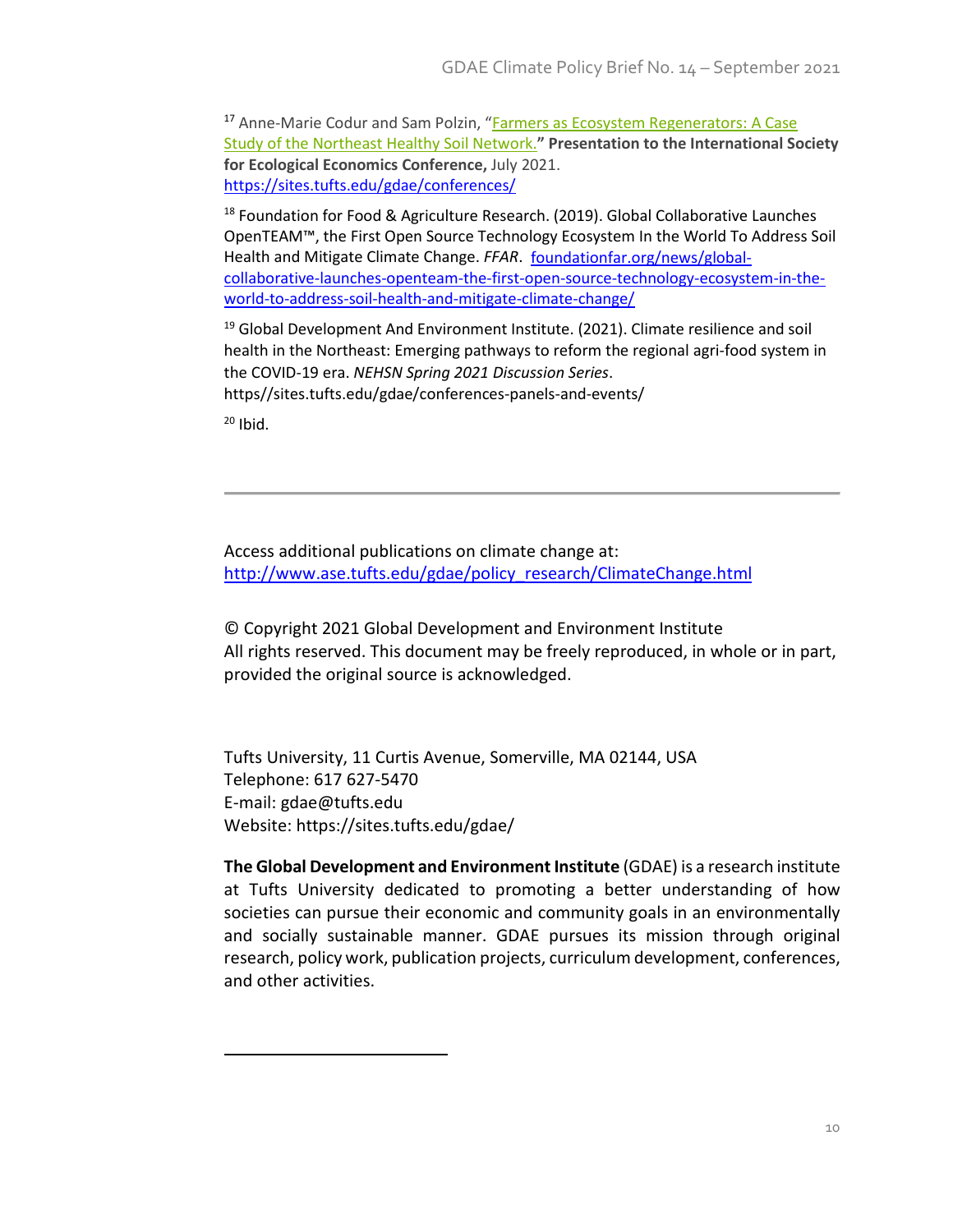[17] Anne-Marie Codur and Sam Polzin, "[Farmers as Ecosystem Regenerators: A Case Study of the Northeast Healthy Soil Network.](https://sites.tufts.edu/gdae/conferences/)**" Presentation to the International Society for Ecological Economics Conference,** July 2021. https://sites.tufts.edu/gdae/conferences/

[18] Foundation for Food & Agriculture Research. (2019). Global Collaborative Launches OpenTEAM™, the First Open Source Technology Ecosystem In the World To Address Soil Health and Mitigate Climate Change. *FFAR*. foundationfar.org/news/global-collaborative-launches-openteam-the-first-open-source-technology-ecosystem-in-the-world-to-address-soil-health-and-mitigate-climate-change/

[19] Global Development And Environment Institute. (2021). Climate resilience and soil health in the Northeast: Emerging pathways to reform the regional agri-food system in the COVID-19 era. *NEHSN Spring 2021 Discussion Series*. https//sites.tufts.edu/gdae/conferences-panels-and-events/

[20] Ibid.

---

Access additional publications on climate change at:
http://www.ase.tufts.edu/gdae/policy_research/ClimateChange.html

© Copyright 2021 Global Development and Environment Institute
All rights reserved. This document may be freely reproduced, in whole or in part, provided the original source is acknowledged.

Tufts University, 11 Curtis Avenue, Somerville, MA 02144, USA
Telephone: 617 627-5470
E-mail: gdae@tufts.edu
Website: https://sites.tufts.edu/gdae/

**The Global Development and Environment Institute** (GDAE) is a research institute at Tufts University dedicated to promoting a better understanding of how societies can pursue their economic and community goals in an environmentally and socially sustainable manner. GDAE pursues its mission through original research, policy work, publication projects, curriculum development, conferences, and other activities.